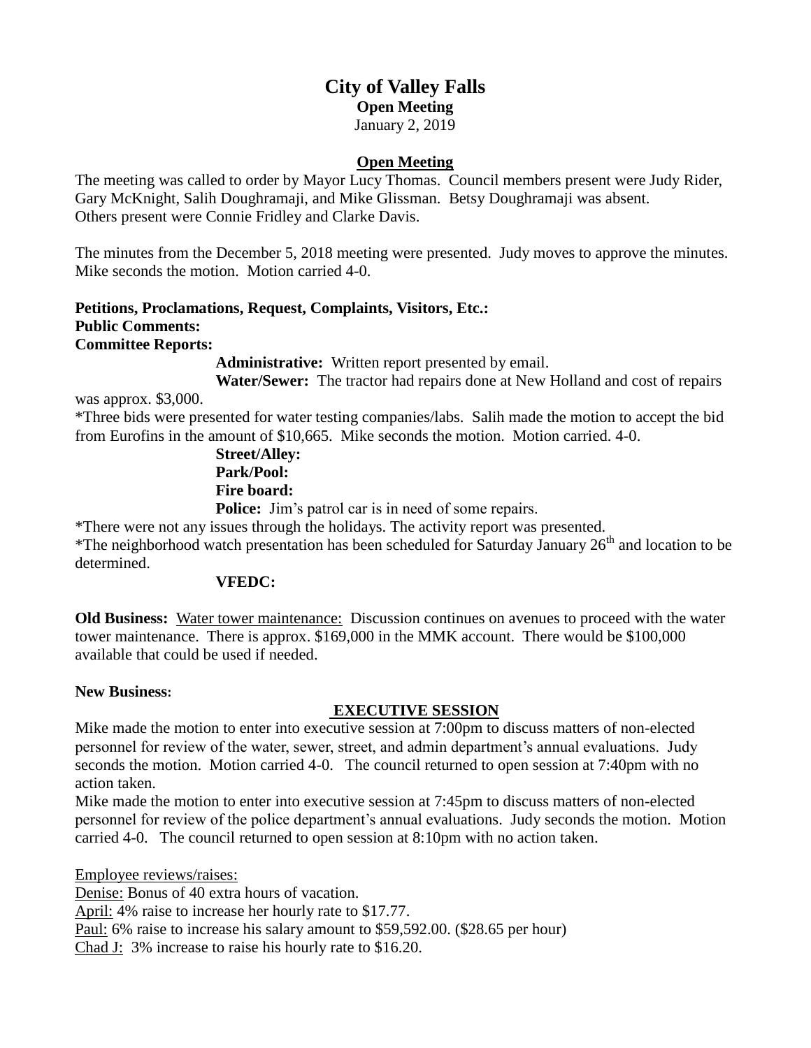# City of Valley Falls

**Open Meeting**

January 2, 2019

## Open Meeting

The meeting was called to order by Mayor Lucy Thomas. Council members present were Judy Rider, Gary McKnight, Salih Doughramaji, and Mike Glissman. Betsy Doughramaji was absent. Others present were Connie Fridley and Clarke Davis.

The minutes from the December 5, 2018 meeting were presented. Judy moves to approve the minutes. Mike seconds the motion. Motion carried 4-0.

**Petitions, Proclamations, Request, Complaints, Visitors, Etc.:**

**Public Comments:**

**Committee Reports:**

**Administrative:** Written report presented by email.

**Water/Sewer:** The tractor had repairs done at New Holland and cost of repairs was approx. $3,000.

*Three bids were presented for water testing companies/labs. Salih made the motion to accept the bid from Eurofins in the amount of $10,665. Mike seconds the motion. Motion carried. 4-0.

**Street/Alley:**

**Park/Pool:**

**Fire board:**

**Police:** Jim's patrol car is in need of some repairs.

*There were not any issues through the holidays. The activity report was presented.

*The neighborhood watch presentation has been scheduled for Saturday January 26th and location to be determined.

**VFEDC:**

**Old Business:** Water tower maintenance: Discussion continues on avenues to proceed with the water tower maintenance. There is approx. $169,000 in the MMK account. There would be $100,000 available that could be used if needed.

**New Business:**

## EXECUTIVE SESSION

Mike made the motion to enter into executive session at 7:00pm to discuss matters of non-elected personnel for review of the water, sewer, street, and admin department's annual evaluations. Judy seconds the motion. Motion carried 4-0. The council returned to open session at 7:40pm with no action taken.

Mike made the motion to enter into executive session at 7:45pm to discuss matters of non-elected personnel for review of the police department's annual evaluations. Judy seconds the motion. Motion carried 4-0. The council returned to open session at 8:10pm with no action taken.

Employee reviews/raises:

Denise: Bonus of 40 extra hours of vacation.

April: 4% raise to increase her hourly rate to $17.77.

Paul: 6% raise to increase his salary amount to $59,592.00. ($28.65 per hour)

Chad J: 3% increase to raise his hourly rate to $16.20.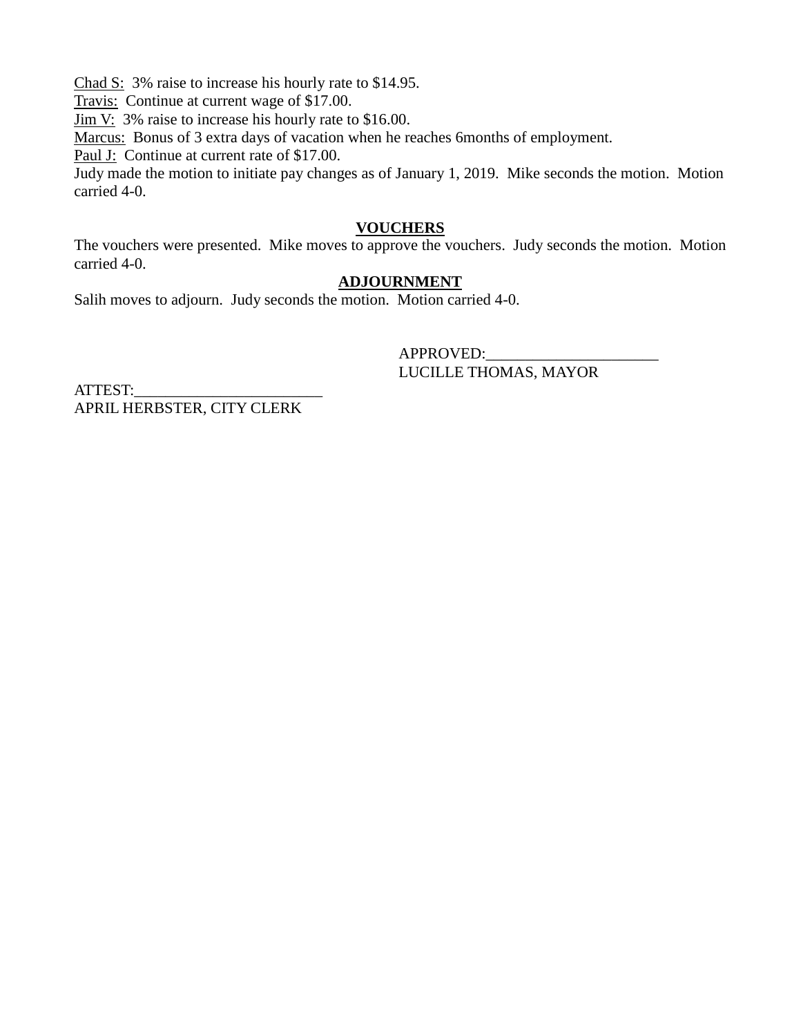<u>Chad S:</u> 3% raise to increase his hourly rate to $14.95.
<u>Travis:</u> Continue at current wage of $17.00.
<u>Jim V:</u> 3% raise to increase his hourly rate to $16.00.
<u>Marcus:</u> Bonus of 3 extra days of vacation when he reaches 6months of employment.
<u>Paul J:</u> Continue at current rate of $17.00.
Judy made the motion to initiate pay changes as of January 1, 2019. Mike seconds the motion. Motion carried 4-0.

## VOUCHERS

The vouchers were presented. Mike moves to approve the vouchers. Judy seconds the motion. Motion carried 4-0.

## ADJOURNMENT

Salih moves to adjourn. Judy seconds the motion. Motion carried 4-0.

APPROVED:______________________
LUCILLE THOMAS, MAYOR

ATTEST:________________________
APRIL HERBSTER, CITY CLERK